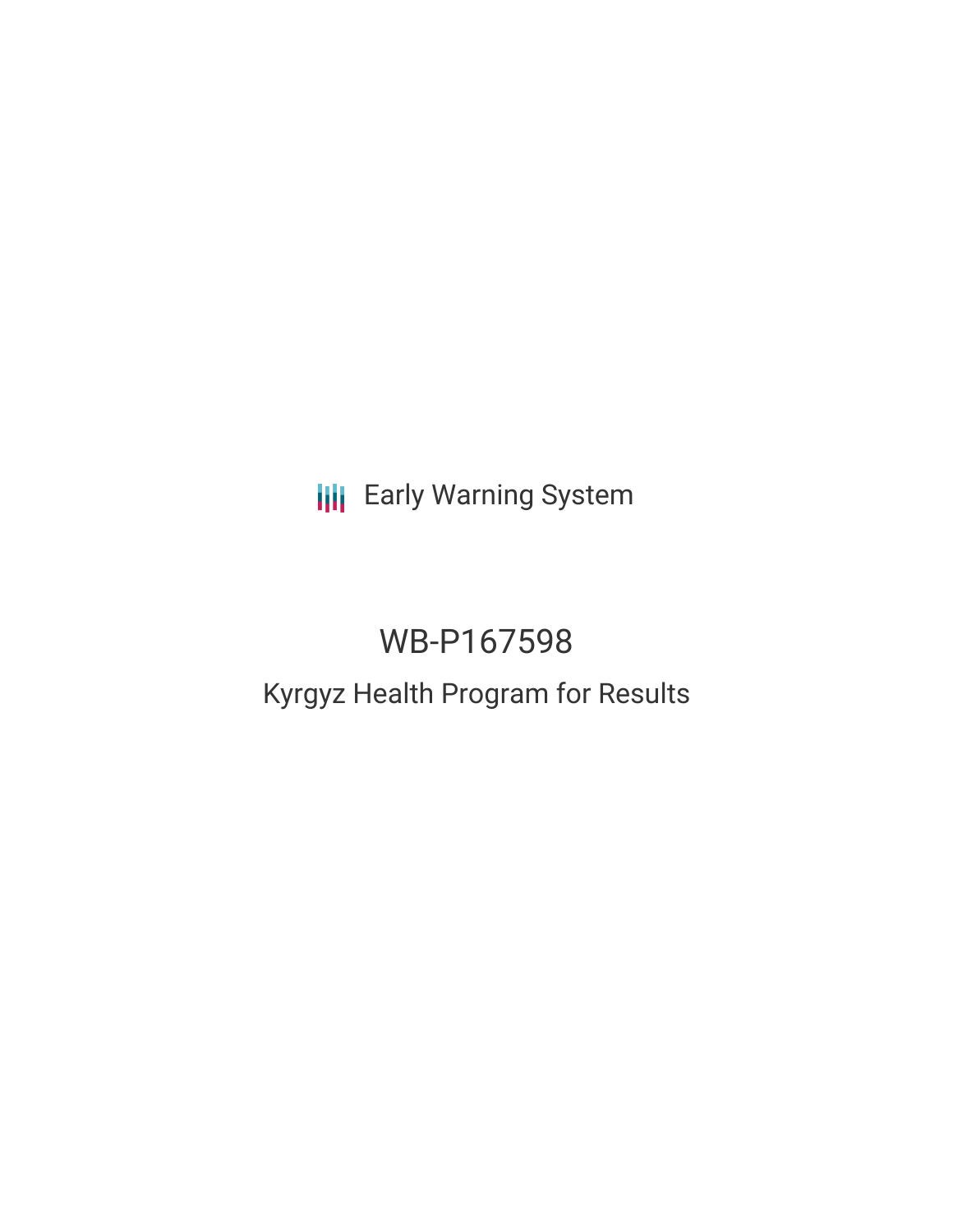Early Warning System

# WB-P167598

## Kyrgyz Health Program for Results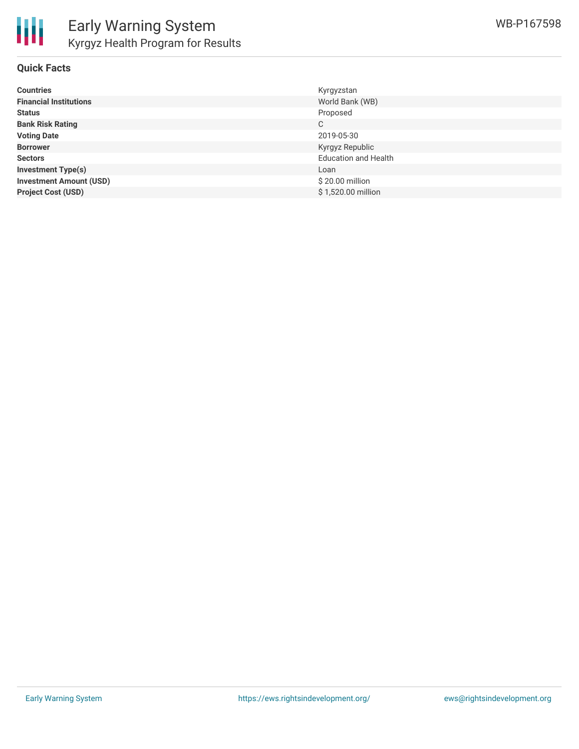# Early Warning System

## Kyrgyz Health Program for Results

WB-P167598

### Quick Facts

| | |
|---|---|
| **Countries** | Kyrgyzstan |
| **Financial Institutions** | World Bank (WB) |
| **Status** | Proposed |
| **Bank Risk Rating** | C |
| **Voting Date** | 2019-05-30 |
| **Borrower** | Kyrgyz Republic |
| **Sectors** | Education and Health |
| **Investment Type(s)** | Loan |
| **Investment Amount (USD)** | $ 20.00 million |
| **Project Cost (USD)** | $ 1,520.00 million |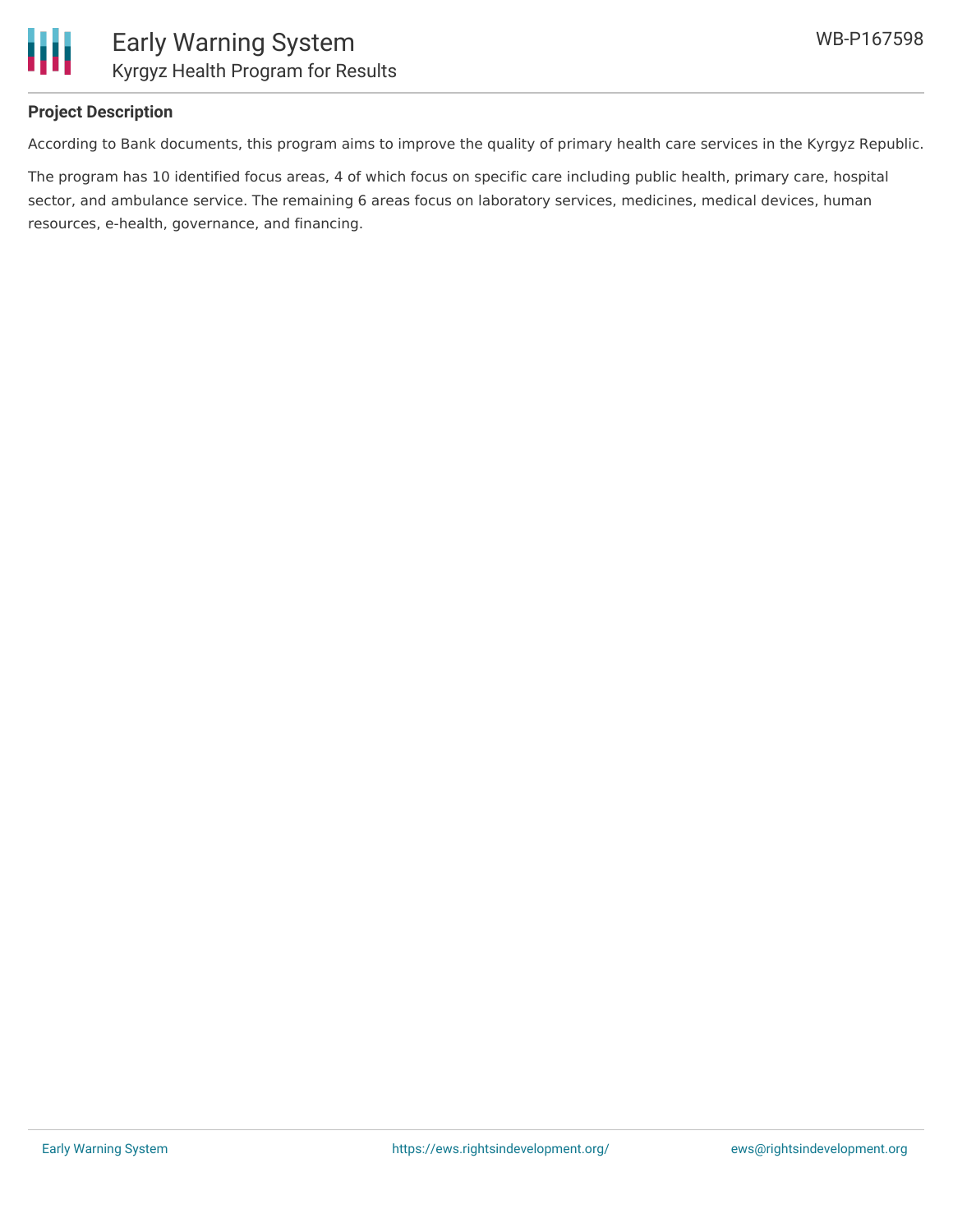**Project Description**

According to Bank documents, this program aims to improve the quality of primary health care services in the Kyrgyz Republic.

The program has 10 identified focus areas, 4 of which focus on specific care including public health, primary care, hospital sector, and ambulance service. The remaining 6 areas focus on laboratory services, medicines, medical devices, human resources, e-health, governance, and financing.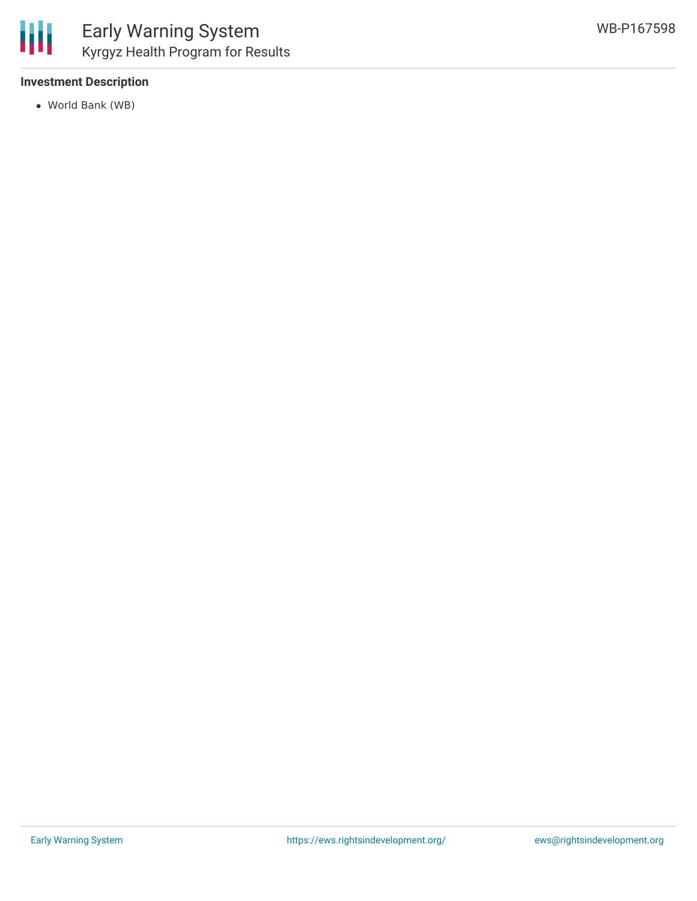## Investment Description

- World Bank (WB)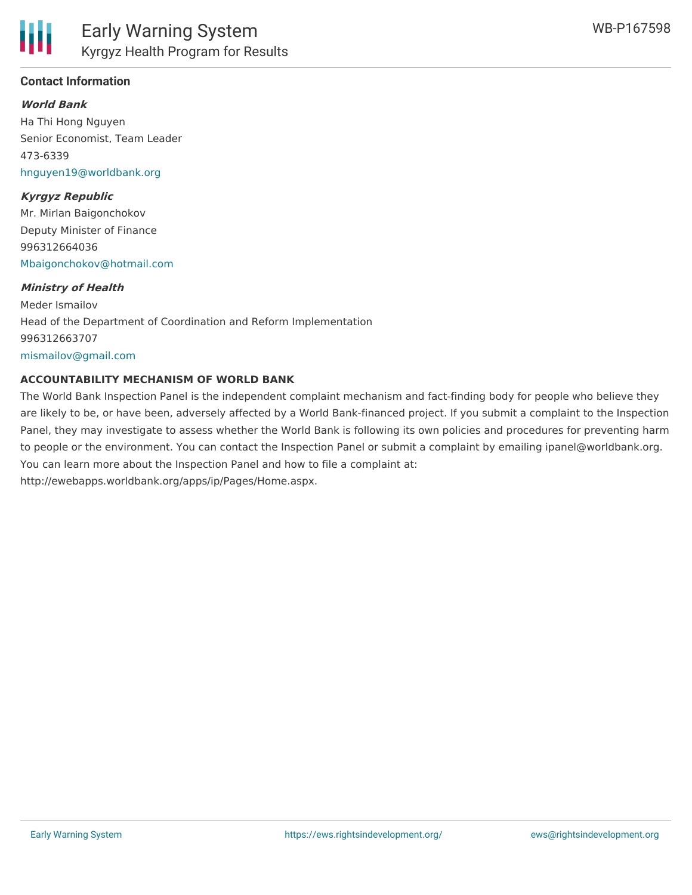## Contact Information

***World Bank***

Ha Thi Hong Nguyen
Senior Economist, Team Leader
473-6339
hnguyen19@worldbank.org

***Kyrgyz Republic***

Mr. Mirlan Baigonchokov
Deputy Minister of Finance
996312664036
Mbaigonchokov@hotmail.com

***Ministry of Health***

Meder Ismailov
Head of the Department of Coordination and Reform Implementation
996312663707
mismailov@gmail.com

### ACCOUNTABILITY MECHANISM OF WORLD BANK

The World Bank Inspection Panel is the independent complaint mechanism and fact-finding body for people who believe they are likely to be, or have been, adversely affected by a World Bank-financed project. If you submit a complaint to the Inspection Panel, they may investigate to assess whether the World Bank is following its own policies and procedures for preventing harm to people or the environment. You can contact the Inspection Panel or submit a complaint by emailing ipanel@worldbank.org. You can learn more about the Inspection Panel and how to file a complaint at: http://ewebapps.worldbank.org/apps/ip/Pages/Home.aspx.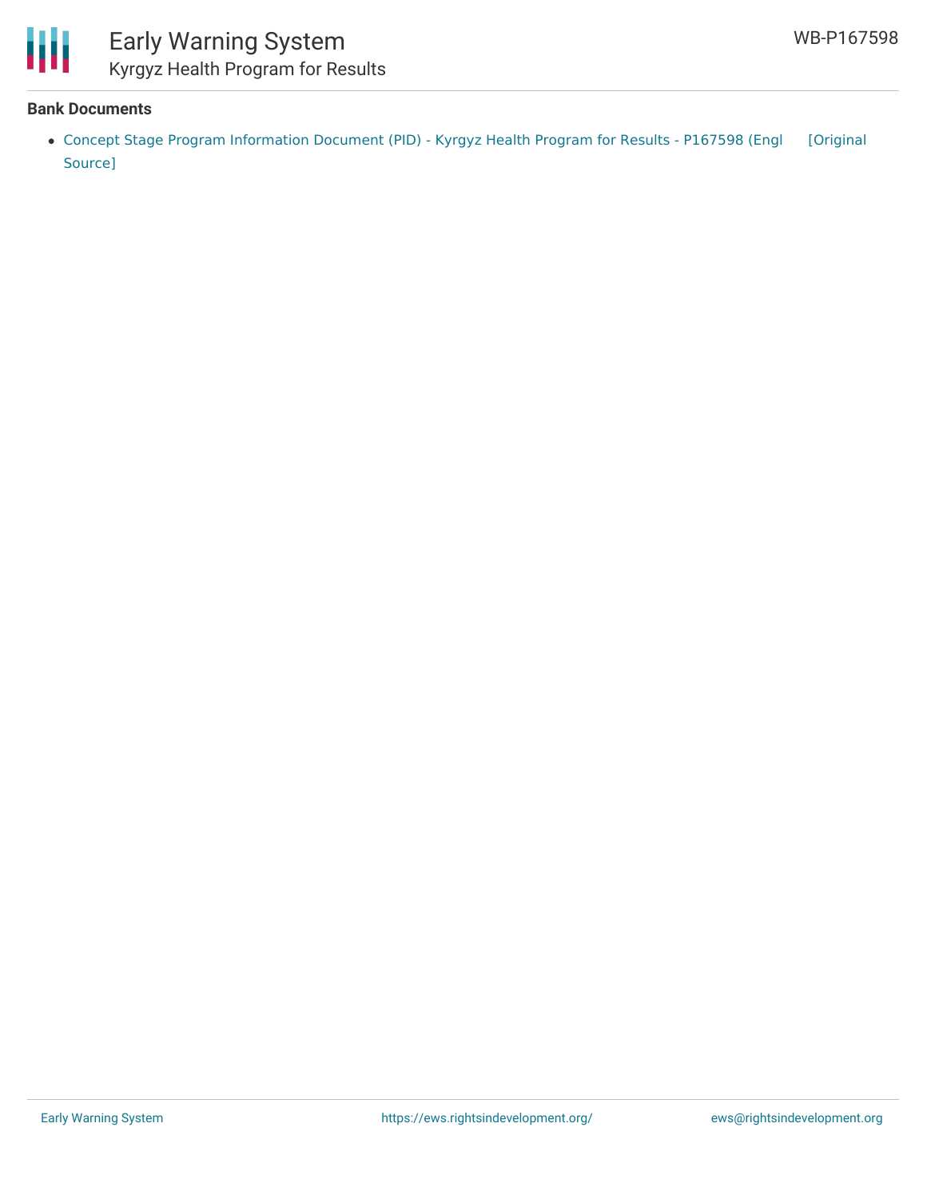**Bank Documents**

- Concept Stage Program Information Document (PID) - Kyrgyz Health Program for Results - P167598 (Engl [Original Source]